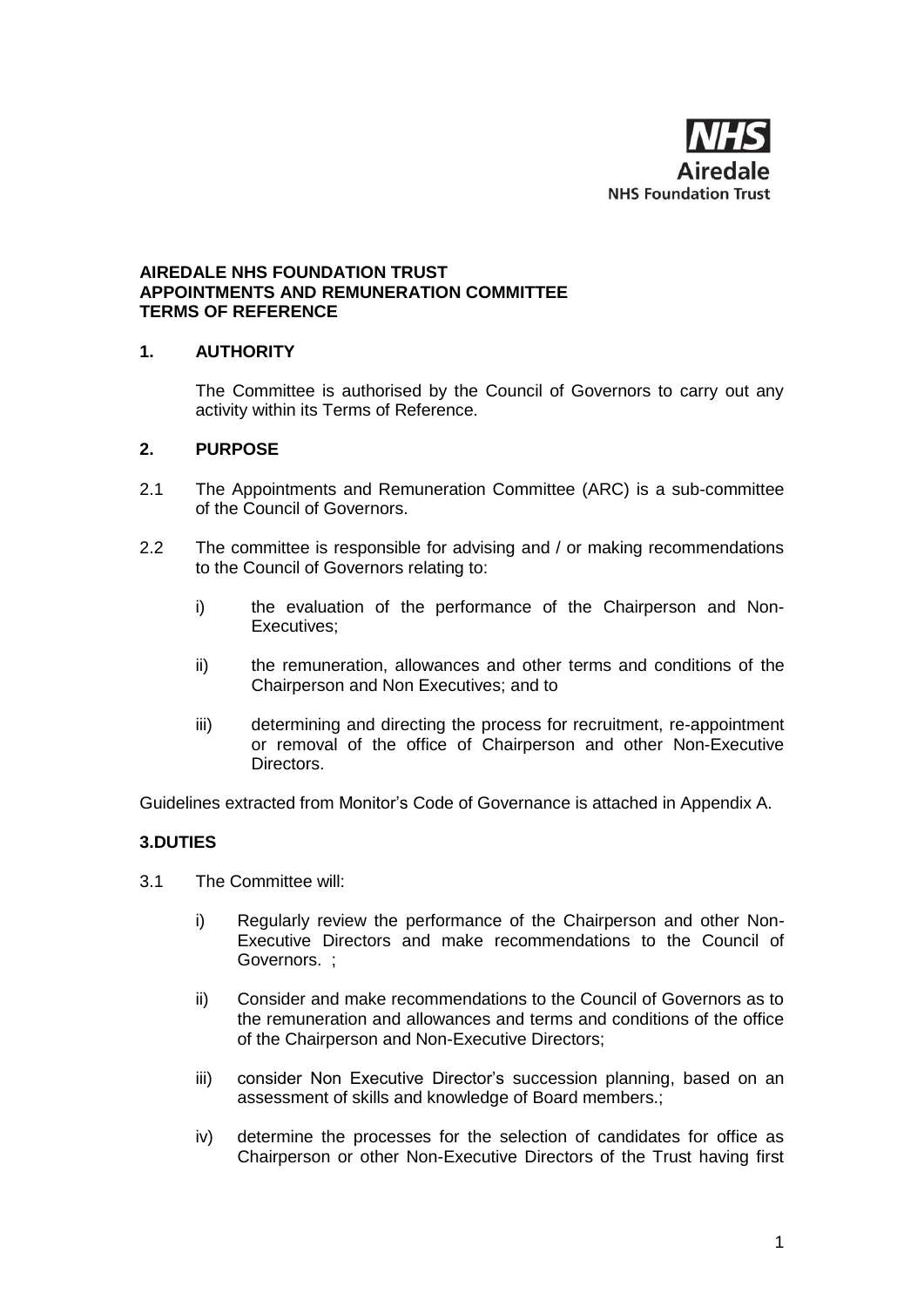NHS
Airedale
NHS Foundation Trust

**AIREDALE NHS FOUNDATION TRUST**
**APPOINTMENTS AND REMUNERATION COMMITTEE**
**TERMS OF REFERENCE**

## 1. AUTHORITY

The Committee is authorised by the Council of Governors to carry out any activity within its Terms of Reference.

## 2. PURPOSE

2.1 The Appointments and Remuneration Committee (ARC) is a sub-committee of the Council of Governors.

2.2 The committee is responsible for advising and / or making recommendations to the Council of Governors relating to:

i) the evaluation of the performance of the Chairperson and Non-Executives;

ii) the remuneration, allowances and other terms and conditions of the Chairperson and Non Executives; and to

iii) determining and directing the process for recruitment, re-appointment or removal of the office of Chairperson and other Non-Executive Directors.

Guidelines extracted from Monitor's Code of Governance is attached in Appendix A.

## 3.DUTIES

3.1 The Committee will:

i) Regularly review the performance of the Chairperson and other Non-Executive Directors and make recommendations to the Council of Governors. ;

ii) Consider and make recommendations to the Council of Governors as to the remuneration and allowances and terms and conditions of the office of the Chairperson and Non-Executive Directors;

iii) consider Non Executive Director's succession planning, based on an assessment of skills and knowledge of Board members.;

iv) determine the processes for the selection of candidates for office as Chairperson or other Non-Executive Directors of the Trust having first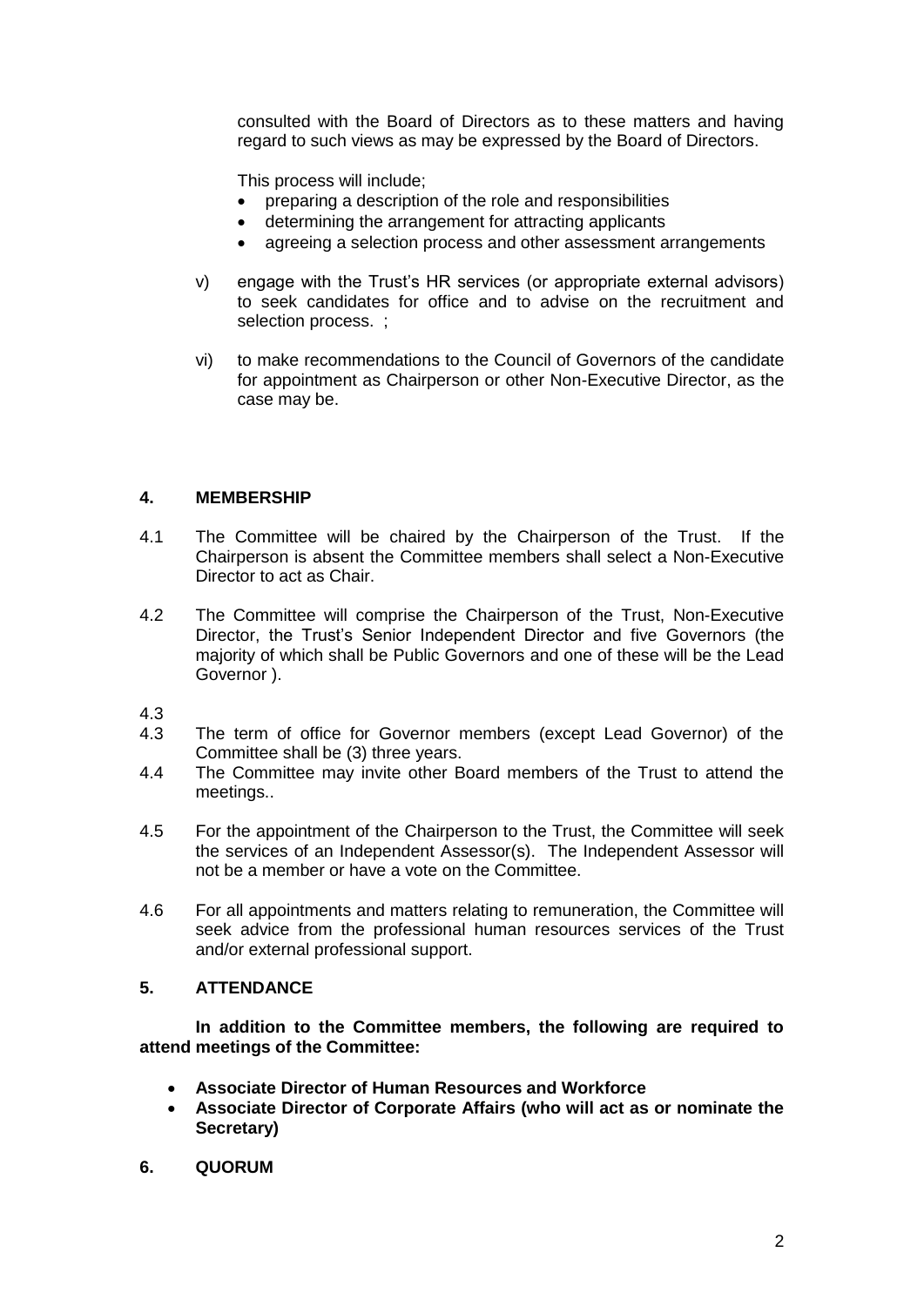consulted with the Board of Directors as to these matters and having regard to such views as may be expressed by the Board of Directors.

This process will include;

- preparing a description of the role and responsibilities
- determining the arrangement for attracting applicants
- agreeing a selection process and other assessment arrangements

v) engage with the Trust's HR services (or appropriate external advisors) to seek candidates for office and to advise on the recruitment and selection process. ;

vi) to make recommendations to the Council of Governors of the candidate for appointment as Chairperson or other Non-Executive Director, as the case may be.

## 4. MEMBERSHIP

4.1 The Committee will be chaired by the Chairperson of the Trust. If the Chairperson is absent the Committee members shall select a Non-Executive Director to act as Chair.

4.2 The Committee will comprise the Chairperson of the Trust, Non-Executive Director, the Trust's Senior Independent Director and five Governors (the majority of which shall be Public Governors and one of these will be the Lead Governor ).

4.3

4.3 The term of office for Governor members (except Lead Governor) of the Committee shall be (3) three years.

4.4 The Committee may invite other Board members of the Trust to attend the meetings..

4.5 For the appointment of the Chairperson to the Trust, the Committee will seek the services of an Independent Assessor(s). The Independent Assessor will not be a member or have a vote on the Committee.

4.6 For all appointments and matters relating to remuneration, the Committee will seek advice from the professional human resources services of the Trust and/or external professional support.

## 5. ATTENDANCE

**In addition to the Committee members, the following are required to attend meetings of the Committee:**

- **Associate Director of Human Resources and Workforce**
- **Associate Director of Corporate Affairs (who will act as or nominate the Secretary)**

## 6. QUORUM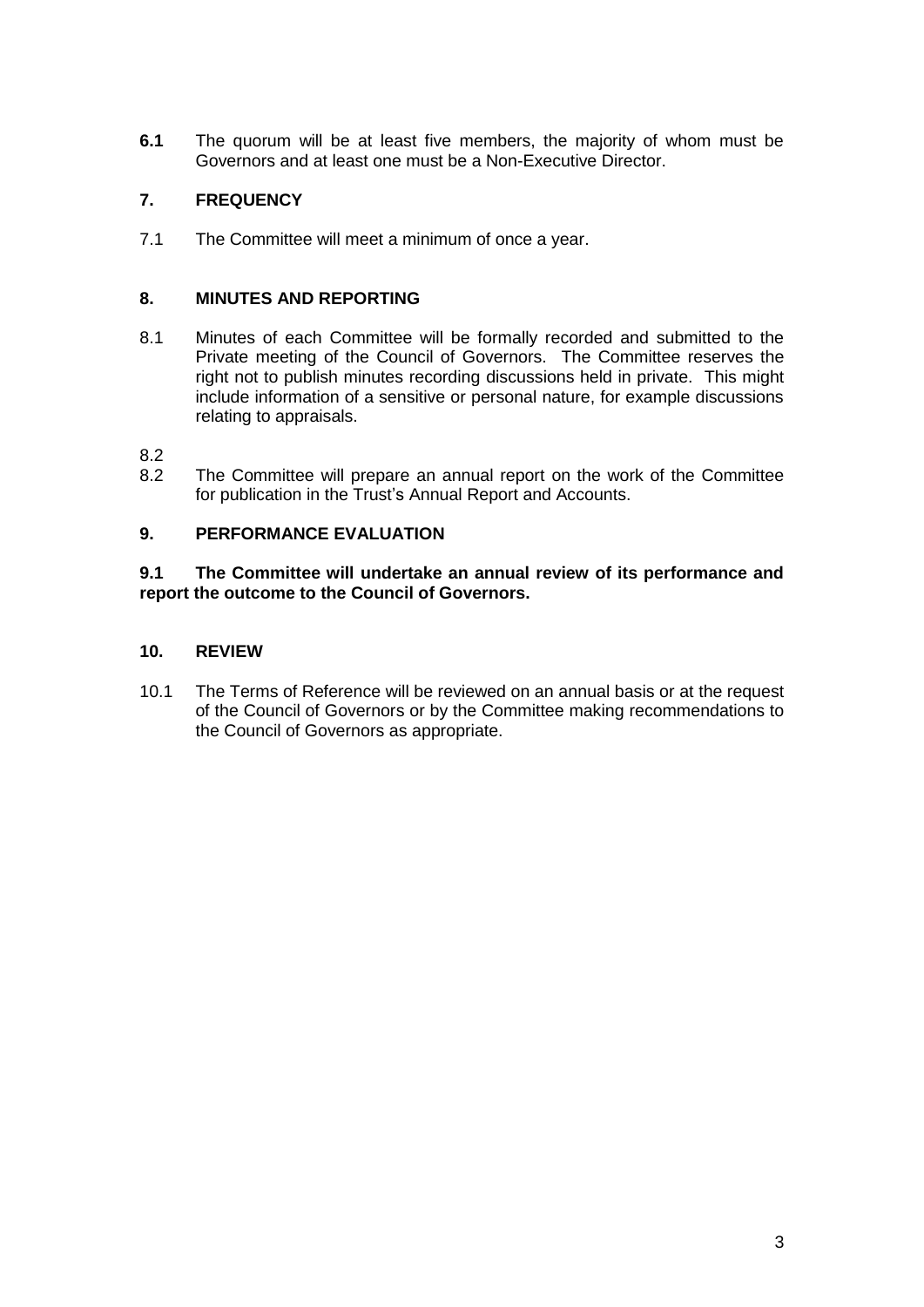**6.1** The quorum will be at least five members, the majority of whom must be Governors and at least one must be a Non-Executive Director.

## 7. FREQUENCY

7.1 The Committee will meet a minimum of once a year.

## 8. MINUTES AND REPORTING

8.1 Minutes of each Committee will be formally recorded and submitted to the Private meeting of the Council of Governors. The Committee reserves the right not to publish minutes recording discussions held in private. This might include information of a sensitive or personal nature, for example discussions relating to appraisals.

8.2

8.2 The Committee will prepare an annual report on the work of the Committee for publication in the Trust's Annual Report and Accounts.

## 9. PERFORMANCE EVALUATION

**9.1 The Committee will undertake an annual review of its performance and report the outcome to the Council of Governors.**

## 10. REVIEW

10.1 The Terms of Reference will be reviewed on an annual basis or at the request of the Council of Governors or by the Committee making recommendations to the Council of Governors as appropriate.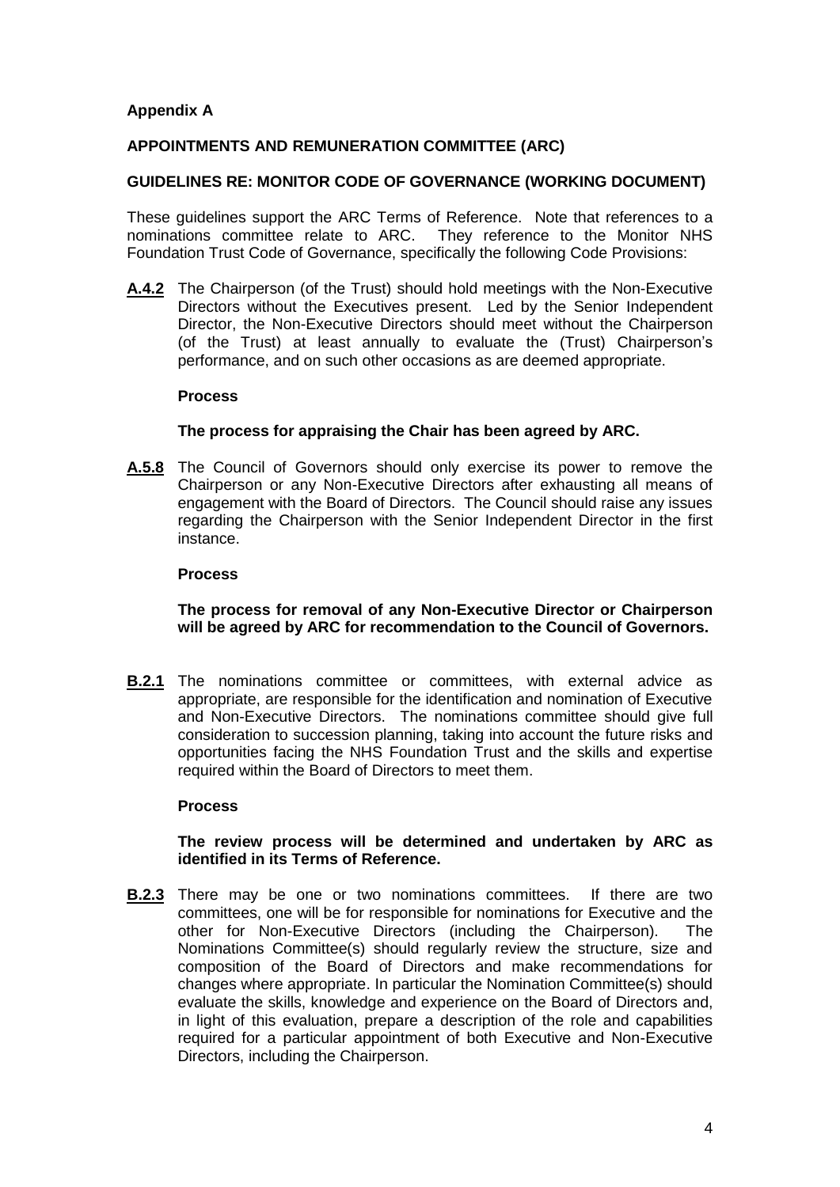**Appendix A**

**APPOINTMENTS AND REMUNERATION COMMITTEE (ARC)**

**GUIDELINES RE: MONITOR CODE OF GOVERNANCE (WORKING DOCUMENT)**

These guidelines support the ARC Terms of Reference. Note that references to a nominations committee relate to ARC. They reference to the Monitor NHS Foundation Trust Code of Governance, specifically the following Code Provisions:

**A.4.2** The Chairperson (of the Trust) should hold meetings with the Non-Executive Directors without the Executives present. Led by the Senior Independent Director, the Non-Executive Directors should meet without the Chairperson (of the Trust) at least annually to evaluate the (Trust) Chairperson's performance, and on such other occasions as are deemed appropriate.

**Process**

**The process for appraising the Chair has been agreed by ARC.**

**A.5.8** The Council of Governors should only exercise its power to remove the Chairperson or any Non-Executive Directors after exhausting all means of engagement with the Board of Directors. The Council should raise any issues regarding the Chairperson with the Senior Independent Director in the first instance.

**Process**

**The process for removal of any Non-Executive Director or Chairperson will be agreed by ARC for recommendation to the Council of Governors.**

**B.2.1** The nominations committee or committees, with external advice as appropriate, are responsible for the identification and nomination of Executive and Non-Executive Directors. The nominations committee should give full consideration to succession planning, taking into account the future risks and opportunities facing the NHS Foundation Trust and the skills and expertise required within the Board of Directors to meet them.

**Process**

**The review process will be determined and undertaken by ARC as identified in its Terms of Reference.**

**B.2.3** There may be one or two nominations committees. If there are two committees, one will be for responsible for nominations for Executive and the other for Non-Executive Directors (including the Chairperson). The Nominations Committee(s) should regularly review the structure, size and composition of the Board of Directors and make recommendations for changes where appropriate. In particular the Nomination Committee(s) should evaluate the skills, knowledge and experience on the Board of Directors and, in light of this evaluation, prepare a description of the role and capabilities required for a particular appointment of both Executive and Non-Executive Directors, including the Chairperson.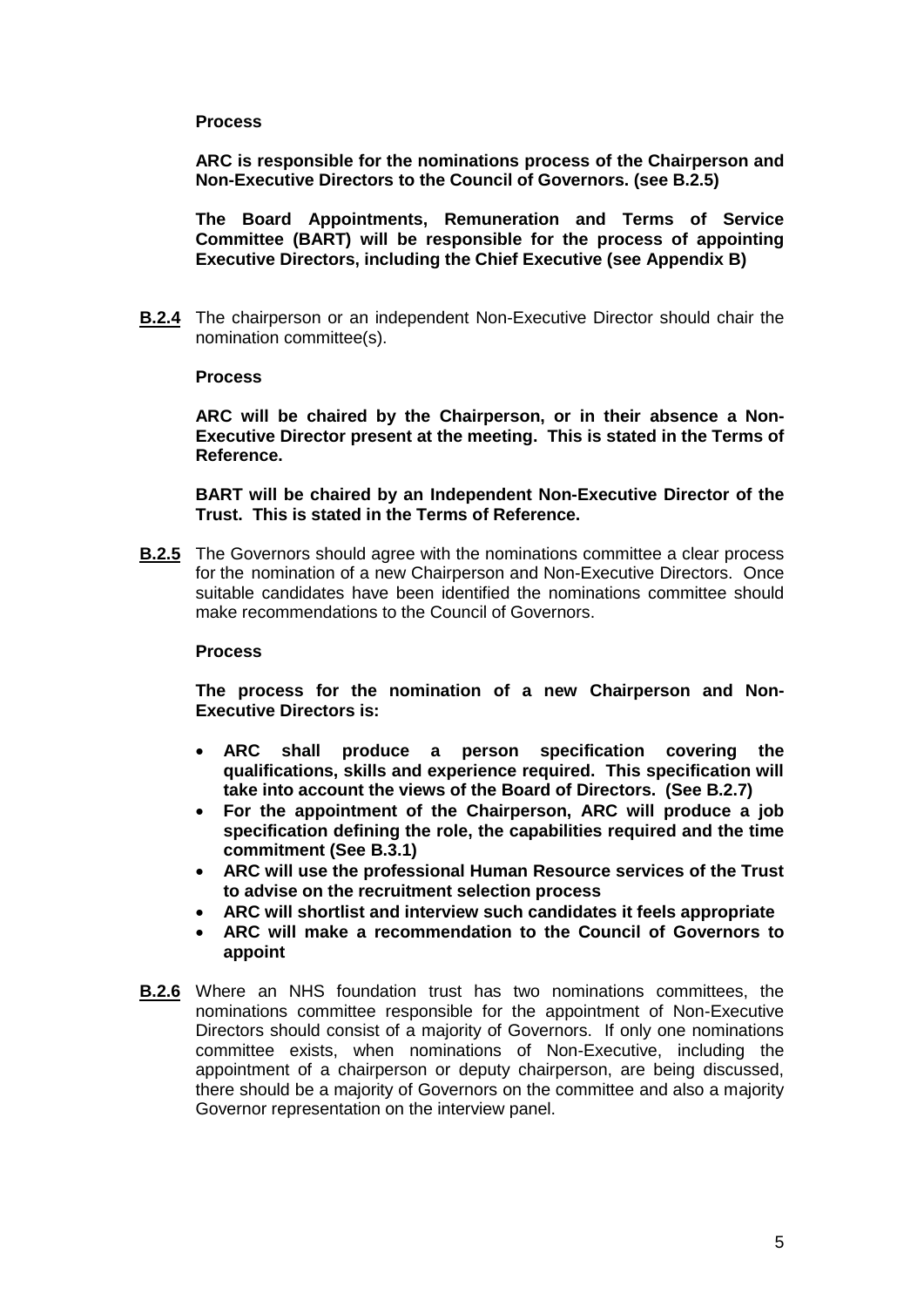**Process**

**ARC is responsible for the nominations process of the Chairperson and Non-Executive Directors to the Council of Governors. (see B.2.5)**

**The Board Appointments, Remuneration and Terms of Service Committee (BART) will be responsible for the process of appointing Executive Directors, including the Chief Executive (see Appendix B)**

**B.2.4** The chairperson or an independent Non-Executive Director should chair the nomination committee(s).

**Process**

**ARC will be chaired by the Chairperson, or in their absence a Non-Executive Director present at the meeting. This is stated in the Terms of Reference.**

**BART will be chaired by an Independent Non-Executive Director of the Trust. This is stated in the Terms of Reference.**

**B.2.5** The Governors should agree with the nominations committee a clear process for the nomination of a new Chairperson and Non-Executive Directors. Once suitable candidates have been identified the nominations committee should make recommendations to the Council of Governors.

**Process**

**The process for the nomination of a new Chairperson and Non-Executive Directors is:**

- **ARC shall produce a person specification covering the qualifications, skills and experience required. This specification will take into account the views of the Board of Directors. (See B.2.7)**
- **For the appointment of the Chairperson, ARC will produce a job specification defining the role, the capabilities required and the time commitment (See B.3.1)**
- **ARC will use the professional Human Resource services of the Trust to advise on the recruitment selection process**
- **ARC will shortlist and interview such candidates it feels appropriate**
- **ARC will make a recommendation to the Council of Governors to appoint**

**B.2.6** Where an NHS foundation trust has two nominations committees, the nominations committee responsible for the appointment of Non-Executive Directors should consist of a majority of Governors. If only one nominations committee exists, when nominations of Non-Executive, including the appointment of a chairperson or deputy chairperson, are being discussed, there should be a majority of Governors on the committee and also a majority Governor representation on the interview panel.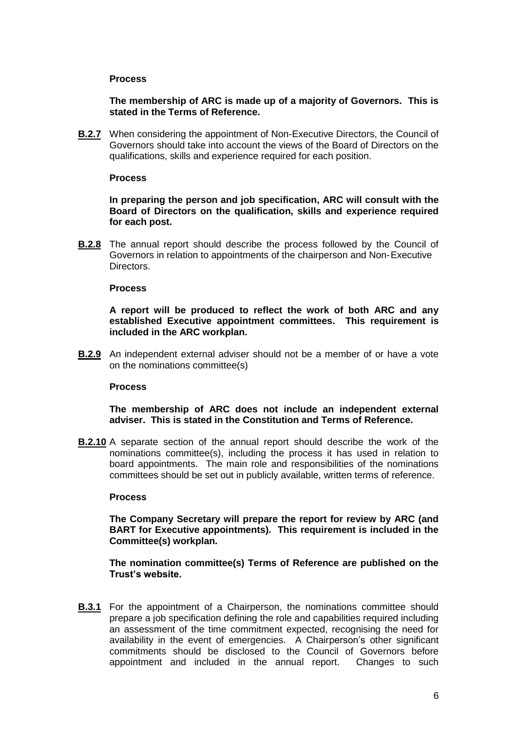**Process**

**The membership of ARC is made up of a majority of Governors. This is stated in the Terms of Reference.**

**B.2.7** When considering the appointment of Non-Executive Directors, the Council of Governors should take into account the views of the Board of Directors on the qualifications, skills and experience required for each position.

**Process**

**In preparing the person and job specification, ARC will consult with the Board of Directors on the qualification, skills and experience required for each post.**

**B.2.8** The annual report should describe the process followed by the Council of Governors in relation to appointments of the chairperson and Non-Executive Directors.

**Process**

**A report will be produced to reflect the work of both ARC and any established Executive appointment committees. This requirement is included in the ARC workplan.**

**B.2.9** An independent external adviser should not be a member of or have a vote on the nominations committee(s)

**Process**

**The membership of ARC does not include an independent external adviser. This is stated in the Constitution and Terms of Reference.**

**B.2.10** A separate section of the annual report should describe the work of the nominations committee(s), including the process it has used in relation to board appointments. The main role and responsibilities of the nominations committees should be set out in publicly available, written terms of reference.

**Process**

**The Company Secretary will prepare the report for review by ARC (and BART for Executive appointments). This requirement is included in the Committee(s) workplan.**

**The nomination committee(s) Terms of Reference are published on the Trust's website.**

**B.3.1** For the appointment of a Chairperson, the nominations committee should prepare a job specification defining the role and capabilities required including an assessment of the time commitment expected, recognising the need for availability in the event of emergencies. A Chairperson's other significant commitments should be disclosed to the Council of Governors before appointment and included in the annual report. Changes to such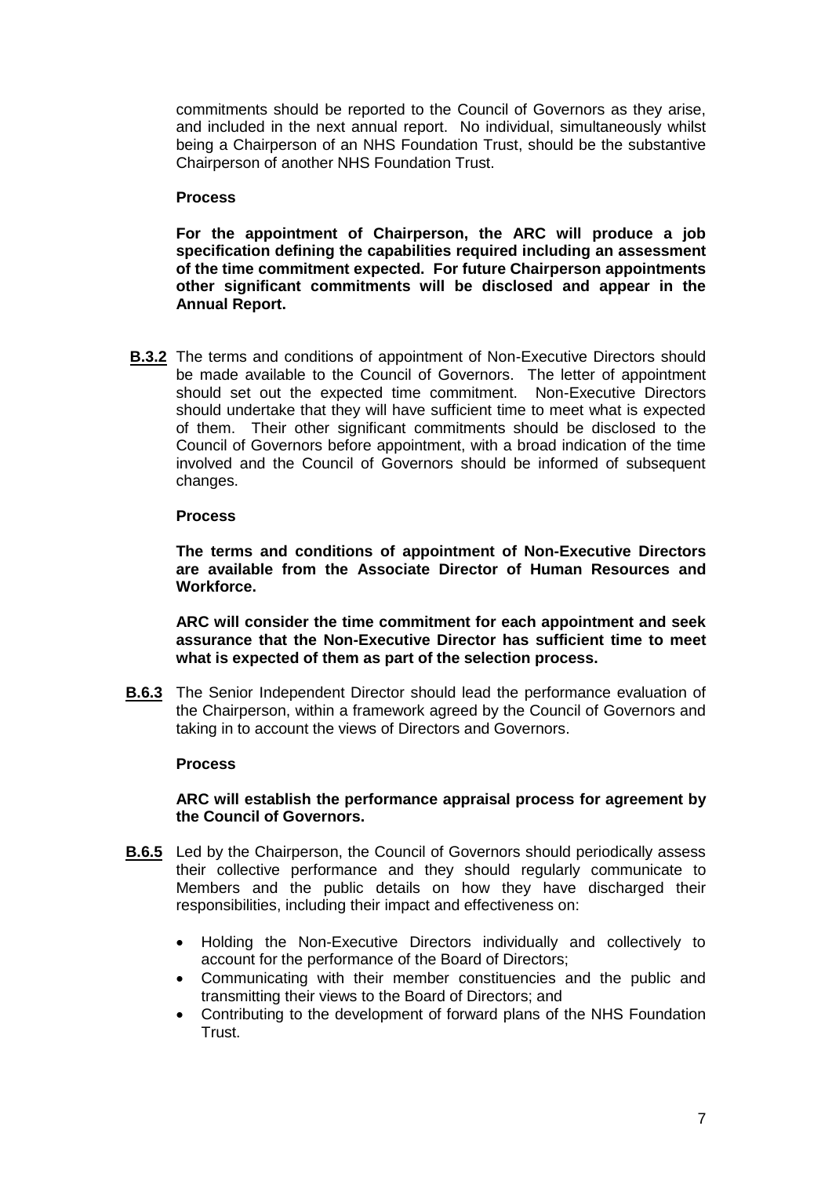commitments should be reported to the Council of Governors as they arise, and included in the next annual report. No individual, simultaneously whilst being a Chairperson of an NHS Foundation Trust, should be the substantive Chairperson of another NHS Foundation Trust.

**Process**

**For the appointment of Chairperson, the ARC will produce a job specification defining the capabilities required including an assessment of the time commitment expected. For future Chairperson appointments other significant commitments will be disclosed and appear in the Annual Report.**

**B.3.2** The terms and conditions of appointment of Non-Executive Directors should be made available to the Council of Governors. The letter of appointment should set out the expected time commitment. Non-Executive Directors should undertake that they will have sufficient time to meet what is expected of them. Their other significant commitments should be disclosed to the Council of Governors before appointment, with a broad indication of the time involved and the Council of Governors should be informed of subsequent changes.

**Process**

**The terms and conditions of appointment of Non-Executive Directors are available from the Associate Director of Human Resources and Workforce.**

**ARC will consider the time commitment for each appointment and seek assurance that the Non-Executive Director has sufficient time to meet what is expected of them as part of the selection process.**

**B.6.3** The Senior Independent Director should lead the performance evaluation of the Chairperson, within a framework agreed by the Council of Governors and taking in to account the views of Directors and Governors.

**Process**

**ARC will establish the performance appraisal process for agreement by the Council of Governors.**

**B.6.5** Led by the Chairperson, the Council of Governors should periodically assess their collective performance and they should regularly communicate to Members and the public details on how they have discharged their responsibilities, including their impact and effectiveness on:

- Holding the Non-Executive Directors individually and collectively to account for the performance of the Board of Directors;
- Communicating with their member constituencies and the public and transmitting their views to the Board of Directors; and
- Contributing to the development of forward plans of the NHS Foundation Trust.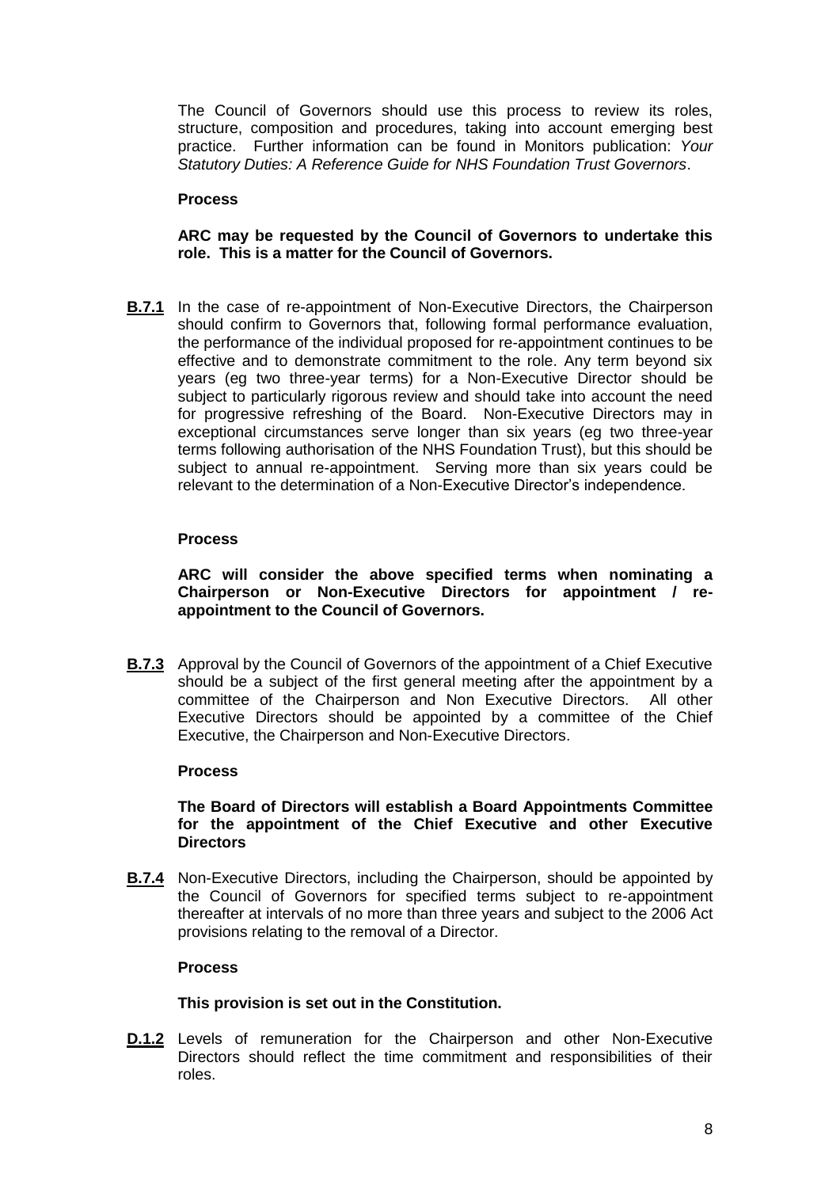The Council of Governors should use this process to review its roles, structure, composition and procedures, taking into account emerging best practice. Further information can be found in Monitors publication: *Your Statutory Duties: A Reference Guide for NHS Foundation Trust Governors*.

**Process**

**ARC may be requested by the Council of Governors to undertake this role. This is a matter for the Council of Governors.**

**B.7.1** In the case of re-appointment of Non-Executive Directors, the Chairperson should confirm to Governors that, following formal performance evaluation, the performance of the individual proposed for re-appointment continues to be effective and to demonstrate commitment to the role. Any term beyond six years (eg two three-year terms) for a Non-Executive Director should be subject to particularly rigorous review and should take into account the need for progressive refreshing of the Board. Non-Executive Directors may in exceptional circumstances serve longer than six years (eg two three-year terms following authorisation of the NHS Foundation Trust), but this should be subject to annual re-appointment. Serving more than six years could be relevant to the determination of a Non-Executive Director's independence.

**Process**

**ARC will consider the above specified terms when nominating a Chairperson or Non-Executive Directors for appointment / re-appointment to the Council of Governors.**

**B.7.3** Approval by the Council of Governors of the appointment of a Chief Executive should be a subject of the first general meeting after the appointment by a committee of the Chairperson and Non Executive Directors. All other Executive Directors should be appointed by a committee of the Chief Executive, the Chairperson and Non-Executive Directors.

**Process**

**The Board of Directors will establish a Board Appointments Committee for the appointment of the Chief Executive and other Executive Directors**

**B.7.4** Non-Executive Directors, including the Chairperson, should be appointed by the Council of Governors for specified terms subject to re-appointment thereafter at intervals of no more than three years and subject to the 2006 Act provisions relating to the removal of a Director.

**Process**

**This provision is set out in the Constitution.**

**D.1.2** Levels of remuneration for the Chairperson and other Non-Executive Directors should reflect the time commitment and responsibilities of their roles.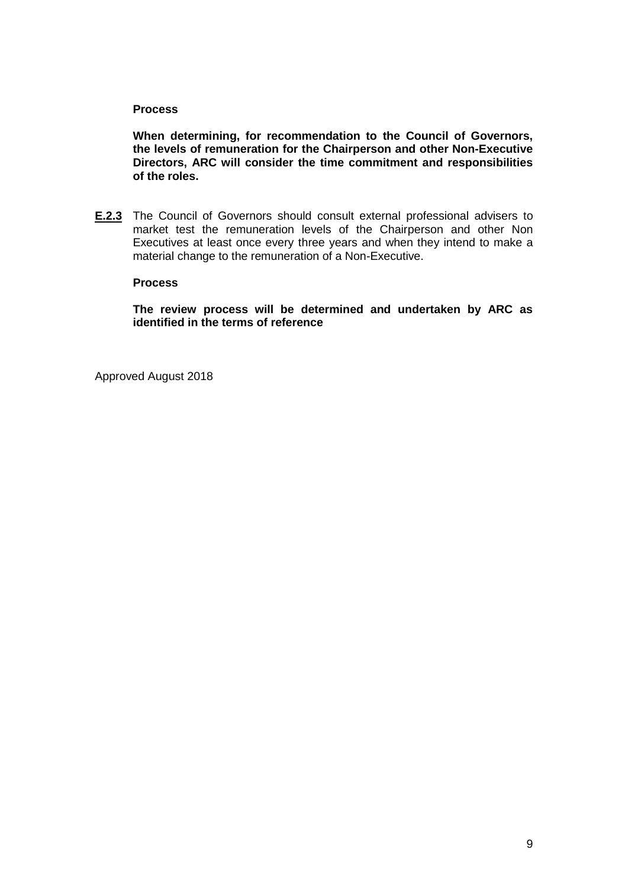**Process**

**When determining, for recommendation to the Council of Governors, the levels of remuneration for the Chairperson and other Non-Executive Directors, ARC will consider the time commitment and responsibilities of the roles.**

**E.2.3** The Council of Governors should consult external professional advisers to market test the remuneration levels of the Chairperson and other Non Executives at least once every three years and when they intend to make a material change to the remuneration of a Non-Executive.

**Process**

**The review process will be determined and undertaken by ARC as identified in the terms of reference**

Approved August 2018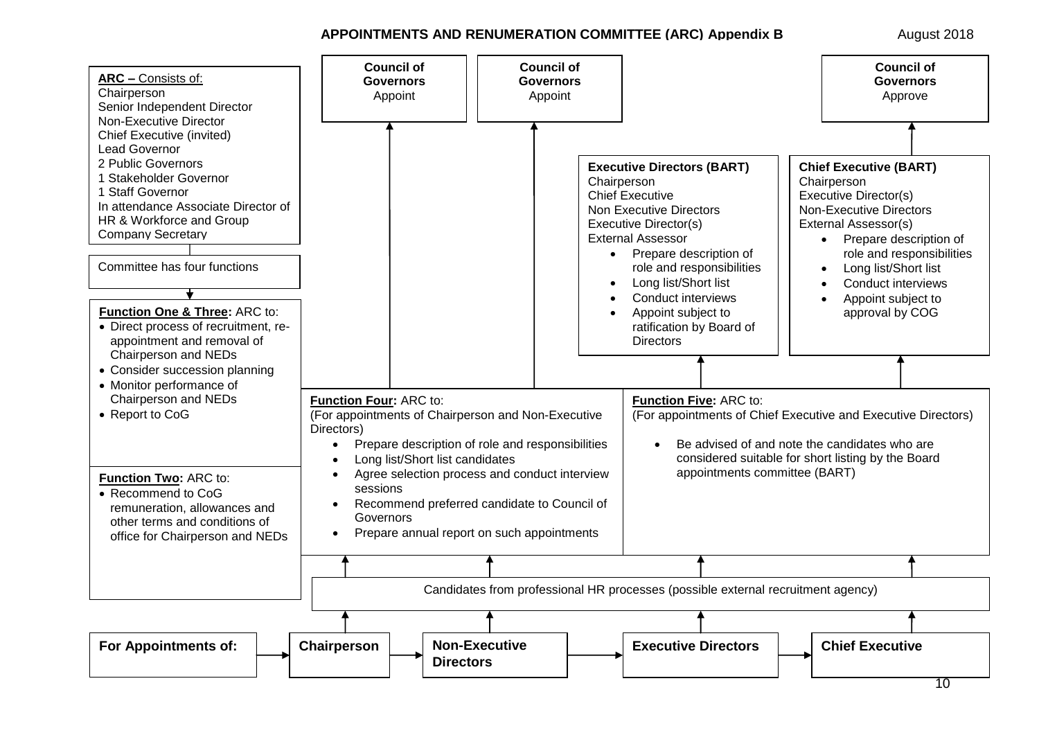## APPOINTMENTS AND RENUMERATION COMMITTEE (ARC) Appendix B

August 2018

**ARC –** Consists of:
Chairperson
Senior Independent Director
Non-Executive Director
Chief Executive (invited)
Lead Governor
2 Public Governors
1 Stakeholder Governor
1 Staff Governor
In attendance Associate Director of HR & Workforce and Group Company Secretary

Committee has four functions

**Function One & Three:** ARC to:
- Direct process of recruitment, re-appointment and removal of Chairperson and NEDs
- Consider succession planning
- Monitor performance of Chairperson and NEDs
- Report to CoG

**Function Two:** ARC to:
- Recommend to CoG remuneration, allowances and other terms and conditions of office for Chairperson and NEDs

**Council of Governors**
Appoint

**Council of Governors**
Appoint

**Council of Governors**
Approve

**Executive Directors (BART)**
Chairperson
Chief Executive
Non Executive Directors
Executive Director(s)
External Assessor
- Prepare description of role and responsibilities
- Long list/Short list
- Conduct interviews
- Appoint subject to ratification by Board of Directors

**Chief Executive (BART)**
Chairperson
Executive Director(s)
Non-Executive Directors
External Assessor(s)
- Prepare description of role and responsibilities
- Long list/Short list
- Conduct interviews
- Appoint subject to approval by COG

**Function Four:** ARC to:
(For appointments of Chairperson and Non-Executive Directors)
- Prepare description of role and responsibilities
- Long list/Short list candidates
- Agree selection process and conduct interview sessions
- Recommend preferred candidate to Council of Governors
- Prepare annual report on such appointments

**Function Five:** ARC to:
(For appointments of Chief Executive and Executive Directors)
- Be advised of and note the candidates who are considered suitable for short listing by the Board appointments committee (BART)

Candidates from professional HR processes (possible external recruitment agency)

**For Appointments of:** → **Chairperson** | **Non-Executive Directors** → **Executive Directors** → **Chief Executive**